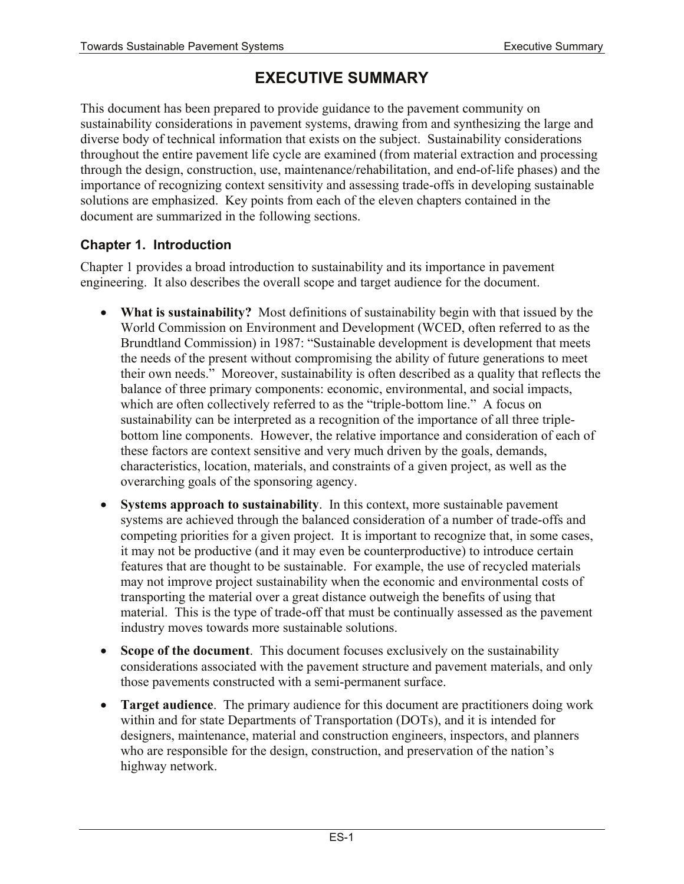# EXECUTIVE SUMMARY

This document has been prepared to provide guidance to the pavement community on sustainability considerations in pavement systems, drawing from and synthesizing the large and diverse body of technical information that exists on the subject. Sustainability considerations throughout the entire pavement life cycle are examined (from material extraction and processing through the design, construction, use, maintenance/rehabilitation, and end-of-life phases) and the importance of recognizing context sensitivity and assessing trade-offs in developing sustainable solutions are emphasized. Key points from each of the eleven chapters contained in the document are summarized in the following sections.

## Chapter 1. Introduction

Chapter 1 provides a broad introduction to sustainability and its importance in pavement engineering. It also describes the overall scope and target audience for the document.

- **What is sustainability?** Most definitions of sustainability begin with that issued by the World Commission on Environment and Development (WCED, often referred to as the Brundtland Commission) in 1987: "Sustainable development is development that meets the needs of the present without compromising the ability of future generations to meet their own needs." Moreover, sustainability is often described as a quality that reflects the balance of three primary components: economic, environmental, and social impacts, which are often collectively referred to as the "triple-bottom line." A focus on sustainability can be interpreted as a recognition of the importance of all three triple-bottom line components. However, the relative importance and consideration of each of these factors are context sensitive and very much driven by the goals, demands, characteristics, location, materials, and constraints of a given project, as well as the overarching goals of the sponsoring agency.
- **Systems approach to sustainability**. In this context, more sustainable pavement systems are achieved through the balanced consideration of a number of trade-offs and competing priorities for a given project. It is important to recognize that, in some cases, it may not be productive (and it may even be counterproductive) to introduce certain features that are thought to be sustainable. For example, the use of recycled materials may not improve project sustainability when the economic and environmental costs of transporting the material over a great distance outweigh the benefits of using that material. This is the type of trade-off that must be continually assessed as the pavement industry moves towards more sustainable solutions.
- **Scope of the document**. This document focuses exclusively on the sustainability considerations associated with the pavement structure and pavement materials, and only those pavements constructed with a semi-permanent surface.
- **Target audience**. The primary audience for this document are practitioners doing work within and for state Departments of Transportation (DOTs), and it is intended for designers, maintenance, material and construction engineers, inspectors, and planners who are responsible for the design, construction, and preservation of the nation's highway network.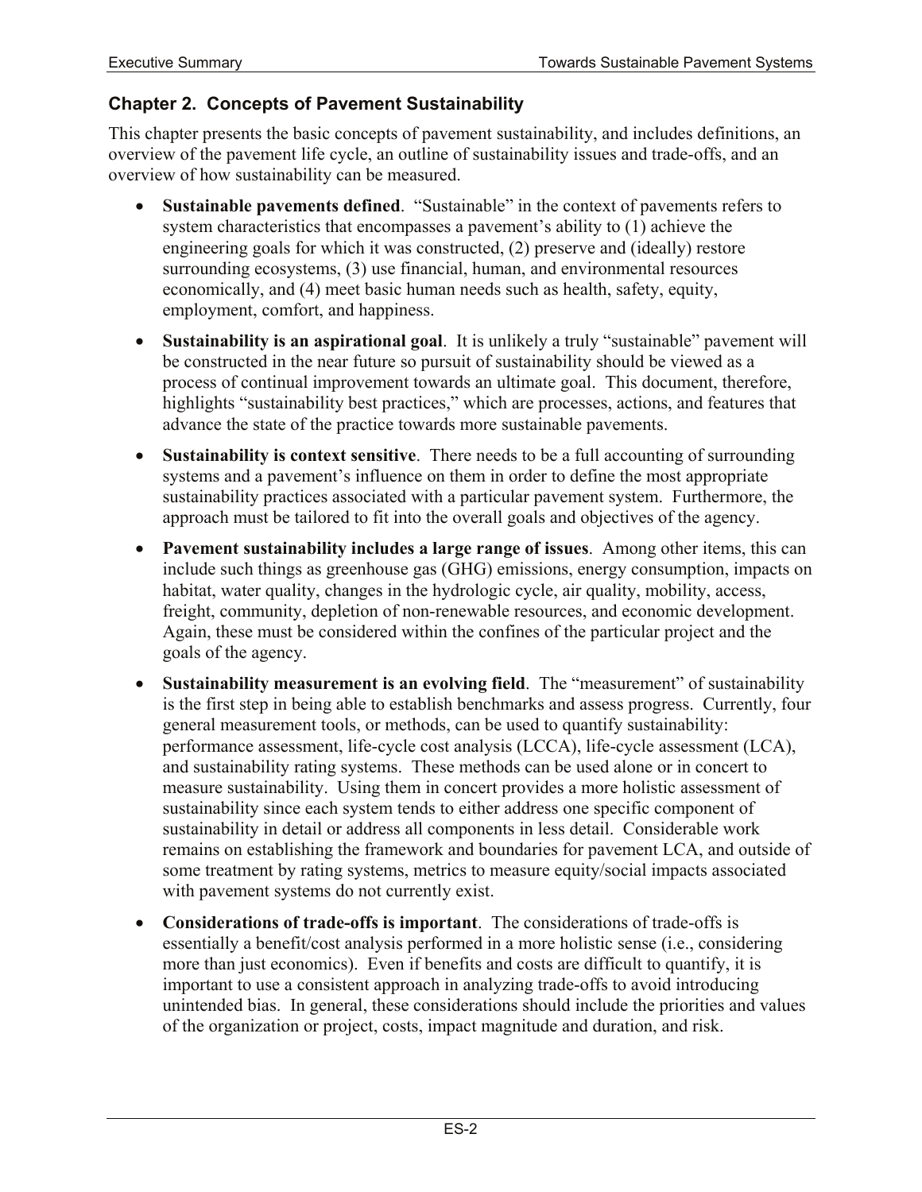## Chapter 2. Concepts of Pavement Sustainability

This chapter presents the basic concepts of pavement sustainability, and includes definitions, an overview of the pavement life cycle, an outline of sustainability issues and trade-offs, and an overview of how sustainability can be measured.

- **Sustainable pavements defined**. "Sustainable" in the context of pavements refers to system characteristics that encompasses a pavement's ability to (1) achieve the engineering goals for which it was constructed, (2) preserve and (ideally) restore surrounding ecosystems, (3) use financial, human, and environmental resources economically, and (4) meet basic human needs such as health, safety, equity, employment, comfort, and happiness.
- **Sustainability is an aspirational goal**. It is unlikely a truly "sustainable" pavement will be constructed in the near future so pursuit of sustainability should be viewed as a process of continual improvement towards an ultimate goal. This document, therefore, highlights "sustainability best practices," which are processes, actions, and features that advance the state of the practice towards more sustainable pavements.
- **Sustainability is context sensitive**. There needs to be a full accounting of surrounding systems and a pavement's influence on them in order to define the most appropriate sustainability practices associated with a particular pavement system. Furthermore, the approach must be tailored to fit into the overall goals and objectives of the agency.
- **Pavement sustainability includes a large range of issues**. Among other items, this can include such things as greenhouse gas (GHG) emissions, energy consumption, impacts on habitat, water quality, changes in the hydrologic cycle, air quality, mobility, access, freight, community, depletion of non-renewable resources, and economic development. Again, these must be considered within the confines of the particular project and the goals of the agency.
- **Sustainability measurement is an evolving field**. The "measurement" of sustainability is the first step in being able to establish benchmarks and assess progress. Currently, four general measurement tools, or methods, can be used to quantify sustainability: performance assessment, life-cycle cost analysis (LCCA), life-cycle assessment (LCA), and sustainability rating systems. These methods can be used alone or in concert to measure sustainability. Using them in concert provides a more holistic assessment of sustainability since each system tends to either address one specific component of sustainability in detail or address all components in less detail. Considerable work remains on establishing the framework and boundaries for pavement LCA, and outside of some treatment by rating systems, metrics to measure equity/social impacts associated with pavement systems do not currently exist.
- **Considerations of trade-offs is important**. The considerations of trade-offs is essentially a benefit/cost analysis performed in a more holistic sense (i.e., considering more than just economics). Even if benefits and costs are difficult to quantify, it is important to use a consistent approach in analyzing trade-offs to avoid introducing unintended bias. In general, these considerations should include the priorities and values of the organization or project, costs, impact magnitude and duration, and risk.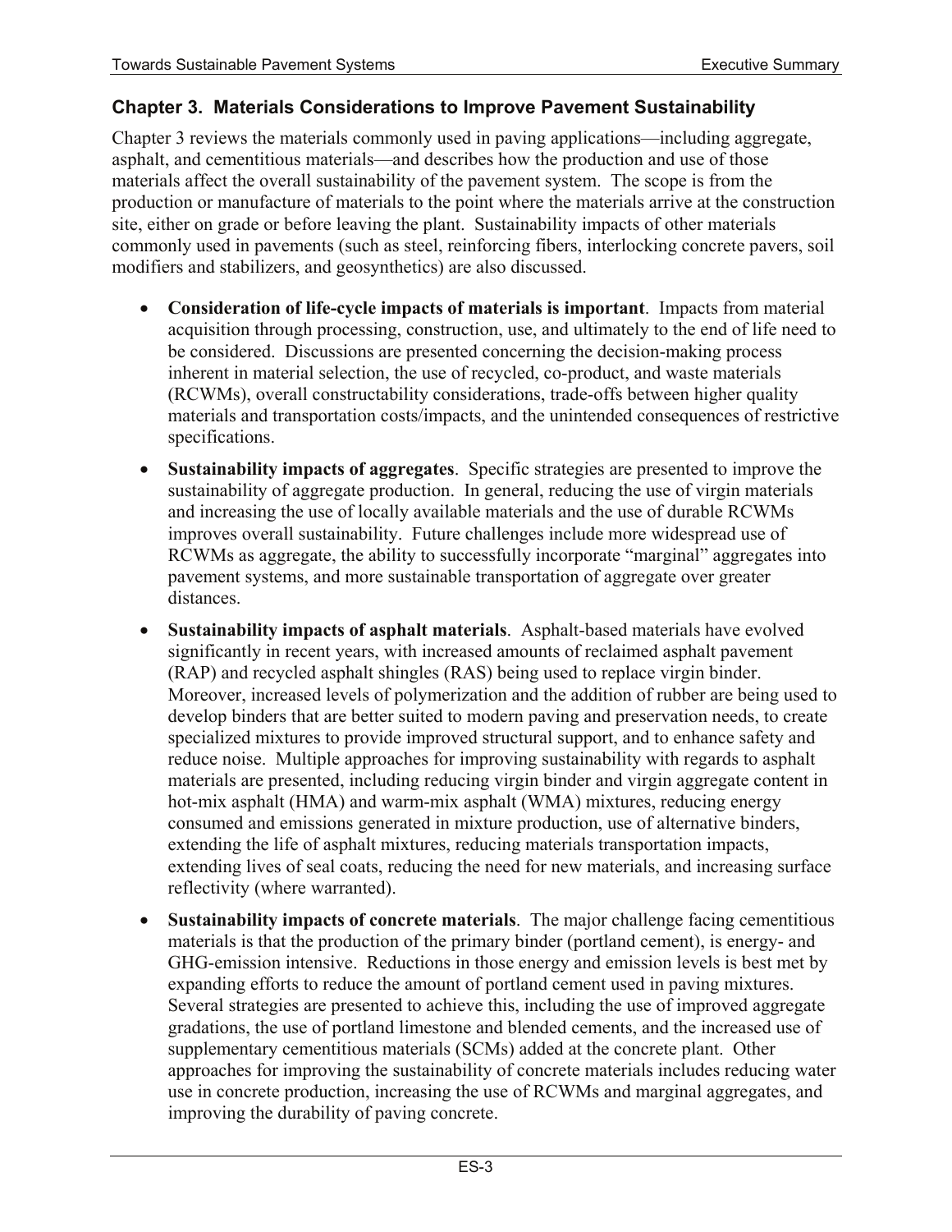## Chapter 3. Materials Considerations to Improve Pavement Sustainability

Chapter 3 reviews the materials commonly used in paving applications—including aggregate, asphalt, and cementitious materials—and describes how the production and use of those materials affect the overall sustainability of the pavement system. The scope is from the production or manufacture of materials to the point where the materials arrive at the construction site, either on grade or before leaving the plant. Sustainability impacts of other materials commonly used in pavements (such as steel, reinforcing fibers, interlocking concrete pavers, soil modifiers and stabilizers, and geosynthetics) are also discussed.

- **Consideration of life-cycle impacts of materials is important**. Impacts from material acquisition through processing, construction, use, and ultimately to the end of life need to be considered. Discussions are presented concerning the decision-making process inherent in material selection, the use of recycled, co-product, and waste materials (RCWMs), overall constructability considerations, trade-offs between higher quality materials and transportation costs/impacts, and the unintended consequences of restrictive specifications.
- **Sustainability impacts of aggregates**. Specific strategies are presented to improve the sustainability of aggregate production. In general, reducing the use of virgin materials and increasing the use of locally available materials and the use of durable RCWMs improves overall sustainability. Future challenges include more widespread use of RCWMs as aggregate, the ability to successfully incorporate "marginal" aggregates into pavement systems, and more sustainable transportation of aggregate over greater distances.
- **Sustainability impacts of asphalt materials**. Asphalt-based materials have evolved significantly in recent years, with increased amounts of reclaimed asphalt pavement (RAP) and recycled asphalt shingles (RAS) being used to replace virgin binder. Moreover, increased levels of polymerization and the addition of rubber are being used to develop binders that are better suited to modern paving and preservation needs, to create specialized mixtures to provide improved structural support, and to enhance safety and reduce noise. Multiple approaches for improving sustainability with regards to asphalt materials are presented, including reducing virgin binder and virgin aggregate content in hot-mix asphalt (HMA) and warm-mix asphalt (WMA) mixtures, reducing energy consumed and emissions generated in mixture production, use of alternative binders, extending the life of asphalt mixtures, reducing materials transportation impacts, extending lives of seal coats, reducing the need for new materials, and increasing surface reflectivity (where warranted).
- **Sustainability impacts of concrete materials**. The major challenge facing cementitious materials is that the production of the primary binder (portland cement), is energy- and GHG-emission intensive. Reductions in those energy and emission levels is best met by expanding efforts to reduce the amount of portland cement used in paving mixtures. Several strategies are presented to achieve this, including the use of improved aggregate gradations, the use of portland limestone and blended cements, and the increased use of supplementary cementitious materials (SCMs) added at the concrete plant. Other approaches for improving the sustainability of concrete materials includes reducing water use in concrete production, increasing the use of RCWMs and marginal aggregates, and improving the durability of paving concrete.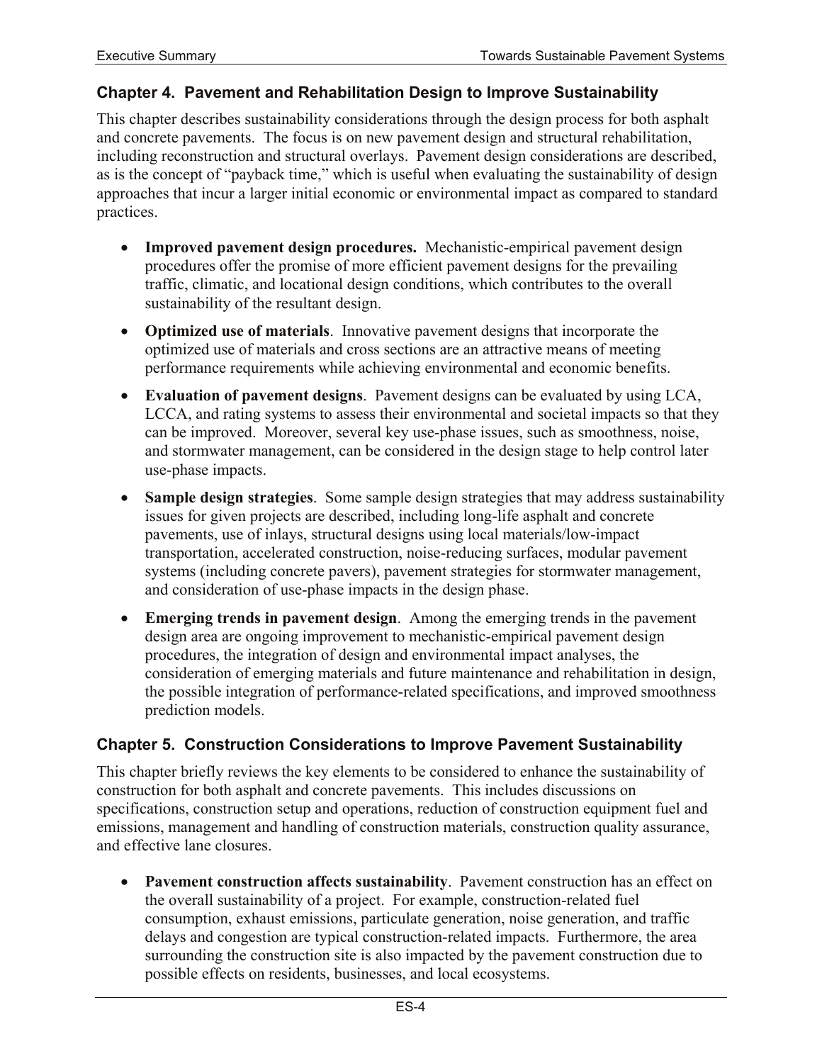## Chapter 4. Pavement and Rehabilitation Design to Improve Sustainability

This chapter describes sustainability considerations through the design process for both asphalt and concrete pavements. The focus is on new pavement design and structural rehabilitation, including reconstruction and structural overlays. Pavement design considerations are described, as is the concept of "payback time," which is useful when evaluating the sustainability of design approaches that incur a larger initial economic or environmental impact as compared to standard practices.

- **Improved pavement design procedures.** Mechanistic-empirical pavement design procedures offer the promise of more efficient pavement designs for the prevailing traffic, climatic, and locational design conditions, which contributes to the overall sustainability of the resultant design.
- **Optimized use of materials**. Innovative pavement designs that incorporate the optimized use of materials and cross sections are an attractive means of meeting performance requirements while achieving environmental and economic benefits.
- **Evaluation of pavement designs**. Pavement designs can be evaluated by using LCA, LCCA, and rating systems to assess their environmental and societal impacts so that they can be improved. Moreover, several key use-phase issues, such as smoothness, noise, and stormwater management, can be considered in the design stage to help control later use-phase impacts.
- **Sample design strategies**. Some sample design strategies that may address sustainability issues for given projects are described, including long-life asphalt and concrete pavements, use of inlays, structural designs using local materials/low-impact transportation, accelerated construction, noise-reducing surfaces, modular pavement systems (including concrete pavers), pavement strategies for stormwater management, and consideration of use-phase impacts in the design phase.
- **Emerging trends in pavement design**. Among the emerging trends in the pavement design area are ongoing improvement to mechanistic-empirical pavement design procedures, the integration of design and environmental impact analyses, the consideration of emerging materials and future maintenance and rehabilitation in design, the possible integration of performance-related specifications, and improved smoothness prediction models.

## Chapter 5. Construction Considerations to Improve Pavement Sustainability

This chapter briefly reviews the key elements to be considered to enhance the sustainability of construction for both asphalt and concrete pavements. This includes discussions on specifications, construction setup and operations, reduction of construction equipment fuel and emissions, management and handling of construction materials, construction quality assurance, and effective lane closures.

- **Pavement construction affects sustainability**. Pavement construction has an effect on the overall sustainability of a project. For example, construction-related fuel consumption, exhaust emissions, particulate generation, noise generation, and traffic delays and congestion are typical construction-related impacts. Furthermore, the area surrounding the construction site is also impacted by the pavement construction due to possible effects on residents, businesses, and local ecosystems.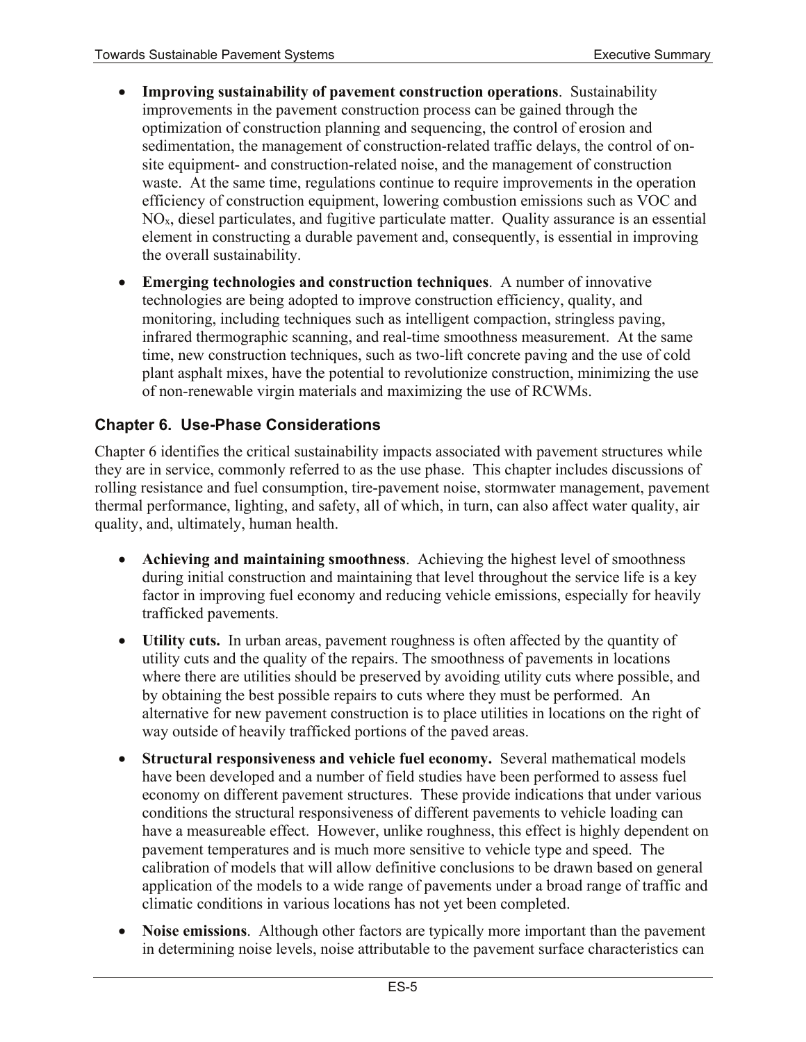- **Improving sustainability of pavement construction operations**. Sustainability improvements in the pavement construction process can be gained through the optimization of construction planning and sequencing, the control of erosion and sedimentation, the management of construction-related traffic delays, the control of on-site equipment- and construction-related noise, and the management of construction waste. At the same time, regulations continue to require improvements in the operation efficiency of construction equipment, lowering combustion emissions such as VOC and $NO_x$, diesel particulates, and fugitive particulate matter. Quality assurance is an essential element in constructing a durable pavement and, consequently, is essential in improving the overall sustainability.

- **Emerging technologies and construction techniques**. A number of innovative technologies are being adopted to improve construction efficiency, quality, and monitoring, including techniques such as intelligent compaction, stringless paving, infrared thermographic scanning, and real-time smoothness measurement. At the same time, new construction techniques, such as two-lift concrete paving and the use of cold plant asphalt mixes, have the potential to revolutionize construction, minimizing the use of non-renewable virgin materials and maximizing the use of RCWMs.

### Chapter 6. Use-Phase Considerations

Chapter 6 identifies the critical sustainability impacts associated with pavement structures while they are in service, commonly referred to as the use phase. This chapter includes discussions of rolling resistance and fuel consumption, tire-pavement noise, stormwater management, pavement thermal performance, lighting, and safety, all of which, in turn, can also affect water quality, air quality, and, ultimately, human health.

- **Achieving and maintaining smoothness**. Achieving the highest level of smoothness during initial construction and maintaining that level throughout the service life is a key factor in improving fuel economy and reducing vehicle emissions, especially for heavily trafficked pavements.

- **Utility cuts.** In urban areas, pavement roughness is often affected by the quantity of utility cuts and the quality of the repairs. The smoothness of pavements in locations where there are utilities should be preserved by avoiding utility cuts where possible, and by obtaining the best possible repairs to cuts where they must be performed. An alternative for new pavement construction is to place utilities in locations on the right of way outside of heavily trafficked portions of the paved areas.

- **Structural responsiveness and vehicle fuel economy.** Several mathematical models have been developed and a number of field studies have been performed to assess fuel economy on different pavement structures. These provide indications that under various conditions the structural responsiveness of different pavements to vehicle loading can have a measureable effect. However, unlike roughness, this effect is highly dependent on pavement temperatures and is much more sensitive to vehicle type and speed. The calibration of models that will allow definitive conclusions to be drawn based on general application of the models to a wide range of pavements under a broad range of traffic and climatic conditions in various locations has not yet been completed.

- **Noise emissions**. Although other factors are typically more important than the pavement in determining noise levels, noise attributable to the pavement surface characteristics can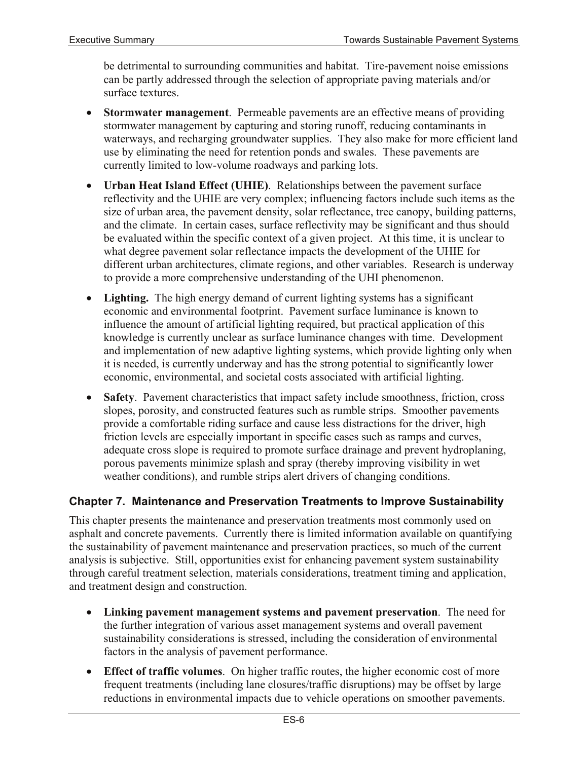be detrimental to surrounding communities and habitat. Tire-pavement noise emissions can be partly addressed through the selection of appropriate paving materials and/or surface textures.

- **Stormwater management**. Permeable pavements are an effective means of providing stormwater management by capturing and storing runoff, reducing contaminants in waterways, and recharging groundwater supplies. They also make for more efficient land use by eliminating the need for retention ponds and swales. These pavements are currently limited to low-volume roadways and parking lots.
- **Urban Heat Island Effect (UHIE)**. Relationships between the pavement surface reflectivity and the UHIE are very complex; influencing factors include such items as the size of urban area, the pavement density, solar reflectance, tree canopy, building patterns, and the climate. In certain cases, surface reflectivity may be significant and thus should be evaluated within the specific context of a given project. At this time, it is unclear to what degree pavement solar reflectance impacts the development of the UHIE for different urban architectures, climate regions, and other variables. Research is underway to provide a more comprehensive understanding of the UHI phenomenon.
- **Lighting.** The high energy demand of current lighting systems has a significant economic and environmental footprint. Pavement surface luminance is known to influence the amount of artificial lighting required, but practical application of this knowledge is currently unclear as surface luminance changes with time. Development and implementation of new adaptive lighting systems, which provide lighting only when it is needed, is currently underway and has the strong potential to significantly lower economic, environmental, and societal costs associated with artificial lighting.
- **Safety**. Pavement characteristics that impact safety include smoothness, friction, cross slopes, porosity, and constructed features such as rumble strips. Smoother pavements provide a comfortable riding surface and cause less distractions for the driver, high friction levels are especially important in specific cases such as ramps and curves, adequate cross slope is required to promote surface drainage and prevent hydroplaning, porous pavements minimize splash and spray (thereby improving visibility in wet weather conditions), and rumble strips alert drivers of changing conditions.

### Chapter 7. Maintenance and Preservation Treatments to Improve Sustainability

This chapter presents the maintenance and preservation treatments most commonly used on asphalt and concrete pavements. Currently there is limited information available on quantifying the sustainability of pavement maintenance and preservation practices, so much of the current analysis is subjective. Still, opportunities exist for enhancing pavement system sustainability through careful treatment selection, materials considerations, treatment timing and application, and treatment design and construction.

- **Linking pavement management systems and pavement preservation**. The need for the further integration of various asset management systems and overall pavement sustainability considerations is stressed, including the consideration of environmental factors in the analysis of pavement performance.
- **Effect of traffic volumes**. On higher traffic routes, the higher economic cost of more frequent treatments (including lane closures/traffic disruptions) may be offset by large reductions in environmental impacts due to vehicle operations on smoother pavements.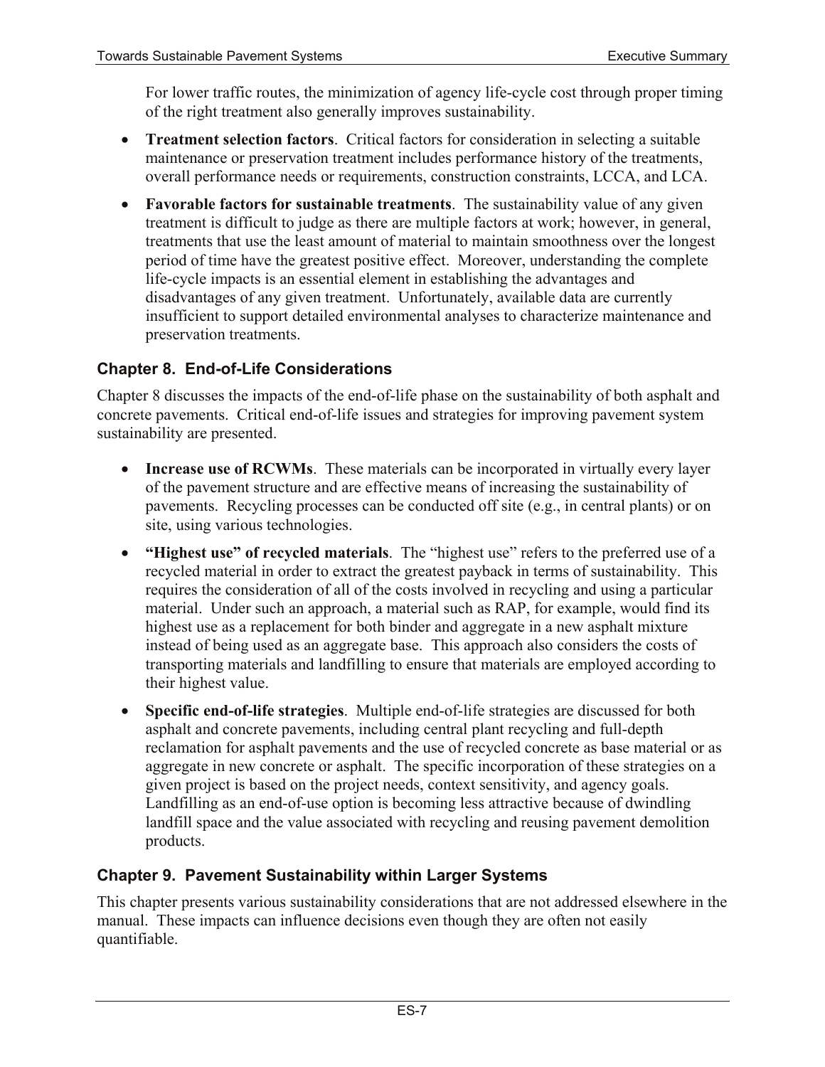For lower traffic routes, the minimization of agency life-cycle cost through proper timing of the right treatment also generally improves sustainability.

- **Treatment selection factors**. Critical factors for consideration in selecting a suitable maintenance or preservation treatment includes performance history of the treatments, overall performance needs or requirements, construction constraints, LCCA, and LCA.
- **Favorable factors for sustainable treatments**. The sustainability value of any given treatment is difficult to judge as there are multiple factors at work; however, in general, treatments that use the least amount of material to maintain smoothness over the longest period of time have the greatest positive effect. Moreover, understanding the complete life-cycle impacts is an essential element in establishing the advantages and disadvantages of any given treatment. Unfortunately, available data are currently insufficient to support detailed environmental analyses to characterize maintenance and preservation treatments.

### Chapter 8. End-of-Life Considerations

Chapter 8 discusses the impacts of the end-of-life phase on the sustainability of both asphalt and concrete pavements. Critical end-of-life issues and strategies for improving pavement system sustainability are presented.

- **Increase use of RCWMs**. These materials can be incorporated in virtually every layer of the pavement structure and are effective means of increasing the sustainability of pavements. Recycling processes can be conducted off site (e.g., in central plants) or on site, using various technologies.
- **"Highest use" of recycled materials**. The "highest use" refers to the preferred use of a recycled material in order to extract the greatest payback in terms of sustainability. This requires the consideration of all of the costs involved in recycling and using a particular material. Under such an approach, a material such as RAP, for example, would find its highest use as a replacement for both binder and aggregate in a new asphalt mixture instead of being used as an aggregate base. This approach also considers the costs of transporting materials and landfilling to ensure that materials are employed according to their highest value.
- **Specific end-of-life strategies**. Multiple end-of-life strategies are discussed for both asphalt and concrete pavements, including central plant recycling and full-depth reclamation for asphalt pavements and the use of recycled concrete as base material or as aggregate in new concrete or asphalt. The specific incorporation of these strategies on a given project is based on the project needs, context sensitivity, and agency goals. Landfilling as an end-of-use option is becoming less attractive because of dwindling landfill space and the value associated with recycling and reusing pavement demolition products.

### Chapter 9. Pavement Sustainability within Larger Systems

This chapter presents various sustainability considerations that are not addressed elsewhere in the manual. These impacts can influence decisions even though they are often not easily quantifiable.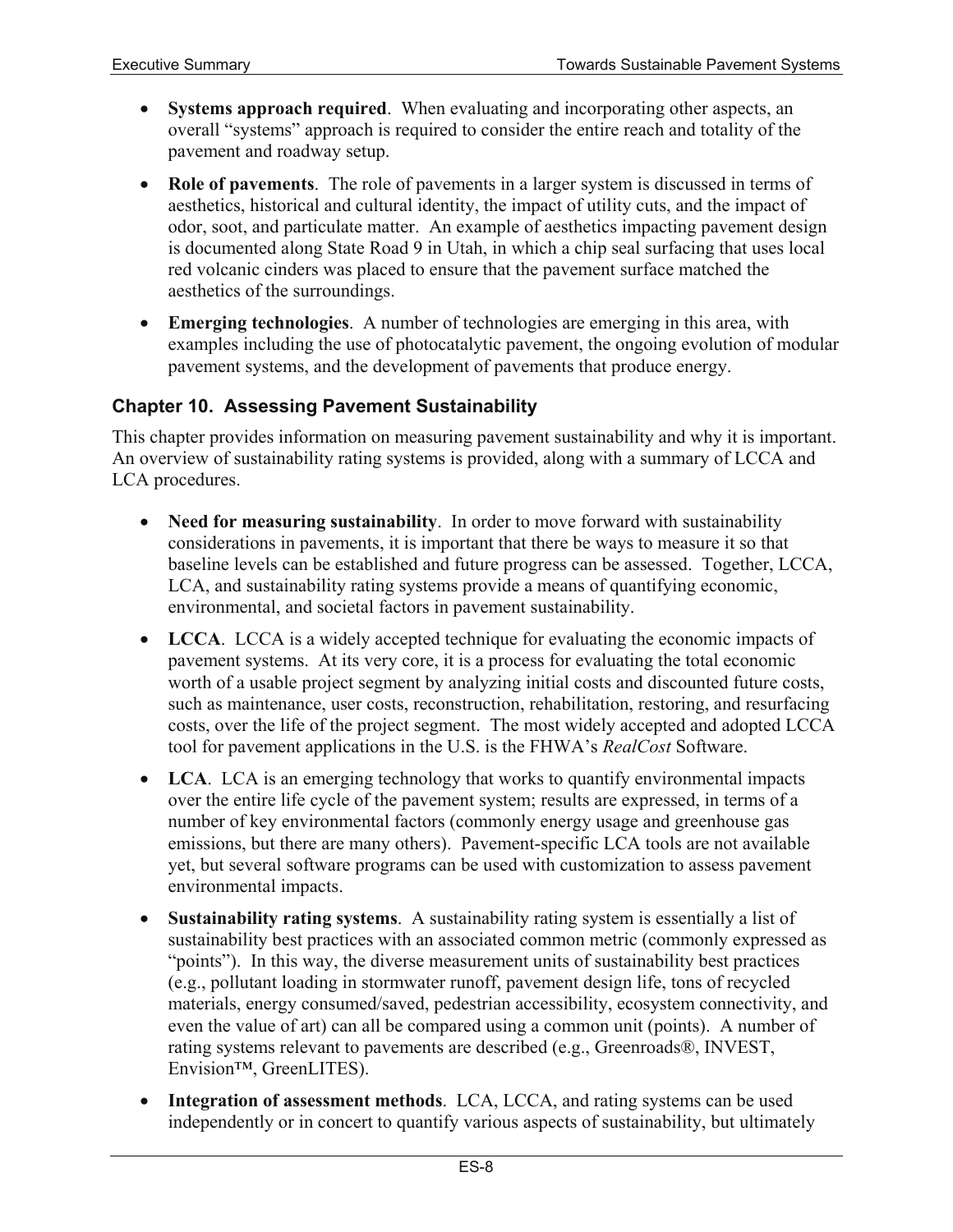- **Systems approach required**. When evaluating and incorporating other aspects, an overall "systems" approach is required to consider the entire reach and totality of the pavement and roadway setup.
- **Role of pavements**. The role of pavements in a larger system is discussed in terms of aesthetics, historical and cultural identity, the impact of utility cuts, and the impact of odor, soot, and particulate matter. An example of aesthetics impacting pavement design is documented along State Road 9 in Utah, in which a chip seal surfacing that uses local red volcanic cinders was placed to ensure that the pavement surface matched the aesthetics of the surroundings.
- **Emerging technologies**. A number of technologies are emerging in this area, with examples including the use of photocatalytic pavement, the ongoing evolution of modular pavement systems, and the development of pavements that produce energy.

### Chapter 10. Assessing Pavement Sustainability

This chapter provides information on measuring pavement sustainability and why it is important. An overview of sustainability rating systems is provided, along with a summary of LCCA and LCA procedures.

- **Need for measuring sustainability**. In order to move forward with sustainability considerations in pavements, it is important that there be ways to measure it so that baseline levels can be established and future progress can be assessed. Together, LCCA, LCA, and sustainability rating systems provide a means of quantifying economic, environmental, and societal factors in pavement sustainability.
- **LCCA**. LCCA is a widely accepted technique for evaluating the economic impacts of pavement systems. At its very core, it is a process for evaluating the total economic worth of a usable project segment by analyzing initial costs and discounted future costs, such as maintenance, user costs, reconstruction, rehabilitation, restoring, and resurfacing costs, over the life of the project segment. The most widely accepted and adopted LCCA tool for pavement applications in the U.S. is the FHWA's *RealCost* Software.
- **LCA**. LCA is an emerging technology that works to quantify environmental impacts over the entire life cycle of the pavement system; results are expressed, in terms of a number of key environmental factors (commonly energy usage and greenhouse gas emissions, but there are many others). Pavement-specific LCA tools are not available yet, but several software programs can be used with customization to assess pavement environmental impacts.
- **Sustainability rating systems**. A sustainability rating system is essentially a list of sustainability best practices with an associated common metric (commonly expressed as "points"). In this way, the diverse measurement units of sustainability best practices (e.g., pollutant loading in stormwater runoff, pavement design life, tons of recycled materials, energy consumed/saved, pedestrian accessibility, ecosystem connectivity, and even the value of art) can all be compared using a common unit (points). A number of rating systems relevant to pavements are described (e.g., Greenroads®, INVEST, Envision™, GreenLITES).
- **Integration of assessment methods**. LCA, LCCA, and rating systems can be used independently or in concert to quantify various aspects of sustainability, but ultimately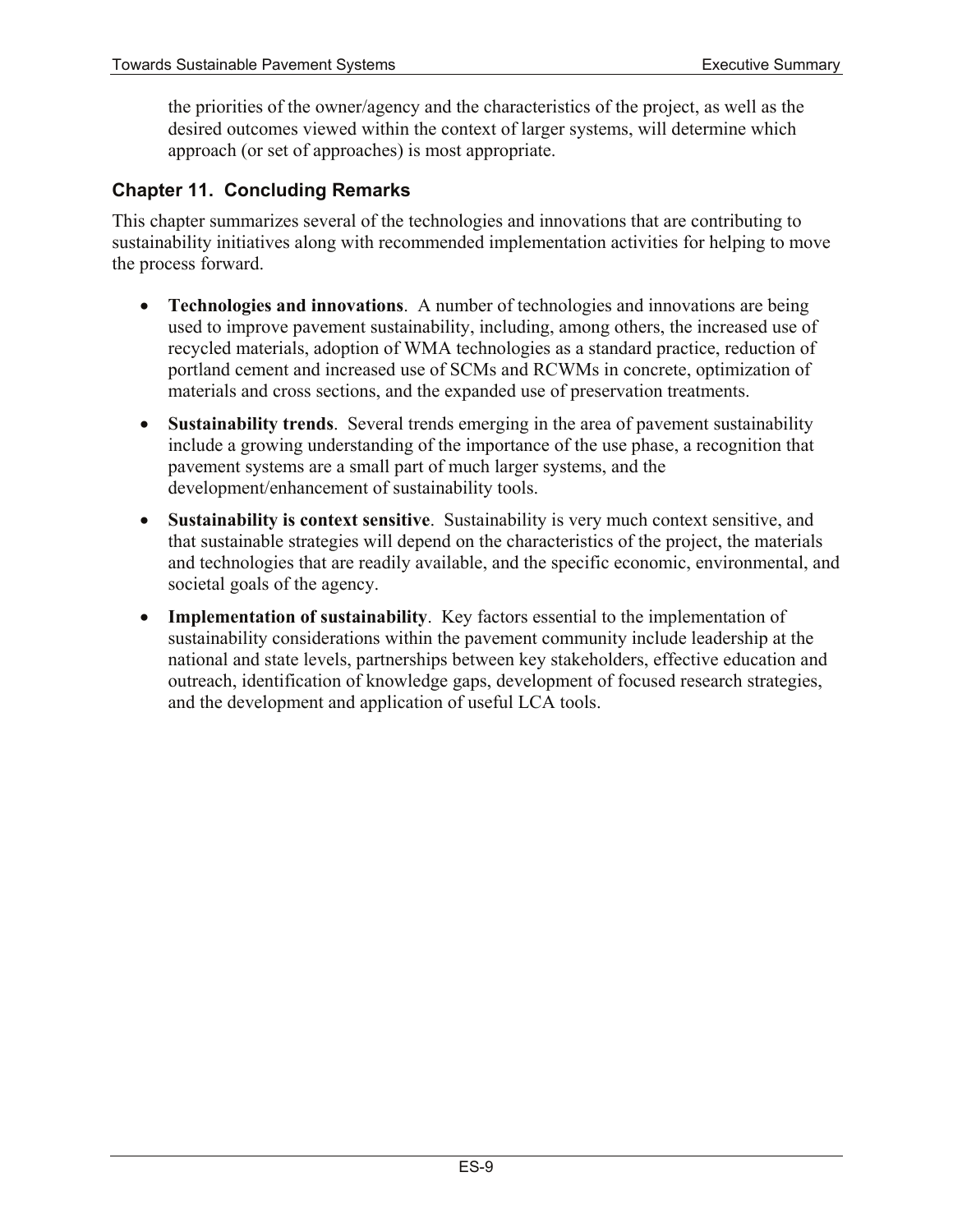the priorities of the owner/agency and the characteristics of the project, as well as the desired outcomes viewed within the context of larger systems, will determine which approach (or set of approaches) is most appropriate.

### Chapter 11. Concluding Remarks

This chapter summarizes several of the technologies and innovations that are contributing to sustainability initiatives along with recommended implementation activities for helping to move the process forward.

- **Technologies and innovations**. A number of technologies and innovations are being used to improve pavement sustainability, including, among others, the increased use of recycled materials, adoption of WMA technologies as a standard practice, reduction of portland cement and increased use of SCMs and RCWMs in concrete, optimization of materials and cross sections, and the expanded use of preservation treatments.
- **Sustainability trends**. Several trends emerging in the area of pavement sustainability include a growing understanding of the importance of the use phase, a recognition that pavement systems are a small part of much larger systems, and the development/enhancement of sustainability tools.
- **Sustainability is context sensitive**. Sustainability is very much context sensitive, and that sustainable strategies will depend on the characteristics of the project, the materials and technologies that are readily available, and the specific economic, environmental, and societal goals of the agency.
- **Implementation of sustainability**. Key factors essential to the implementation of sustainability considerations within the pavement community include leadership at the national and state levels, partnerships between key stakeholders, effective education and outreach, identification of knowledge gaps, development of focused research strategies, and the development and application of useful LCA tools.